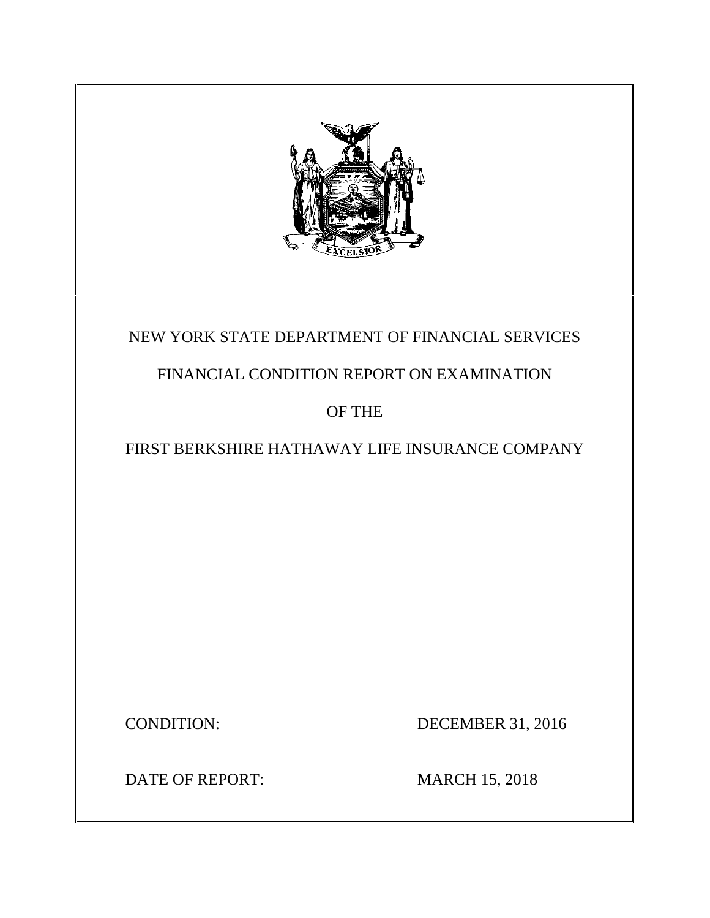NEW YORK STATE DEPARTMENT OF FINANCIAL SERVICES

FINANCIAL CONDITION REPORT ON EXAMINATION

OF THE

FIRST BERKSHIRE HATHAWAY LIFE INSURANCE COMPANY

CONDITION: DECEMBER 31, 2016

DATE OF REPORT: MARCH 15, 2018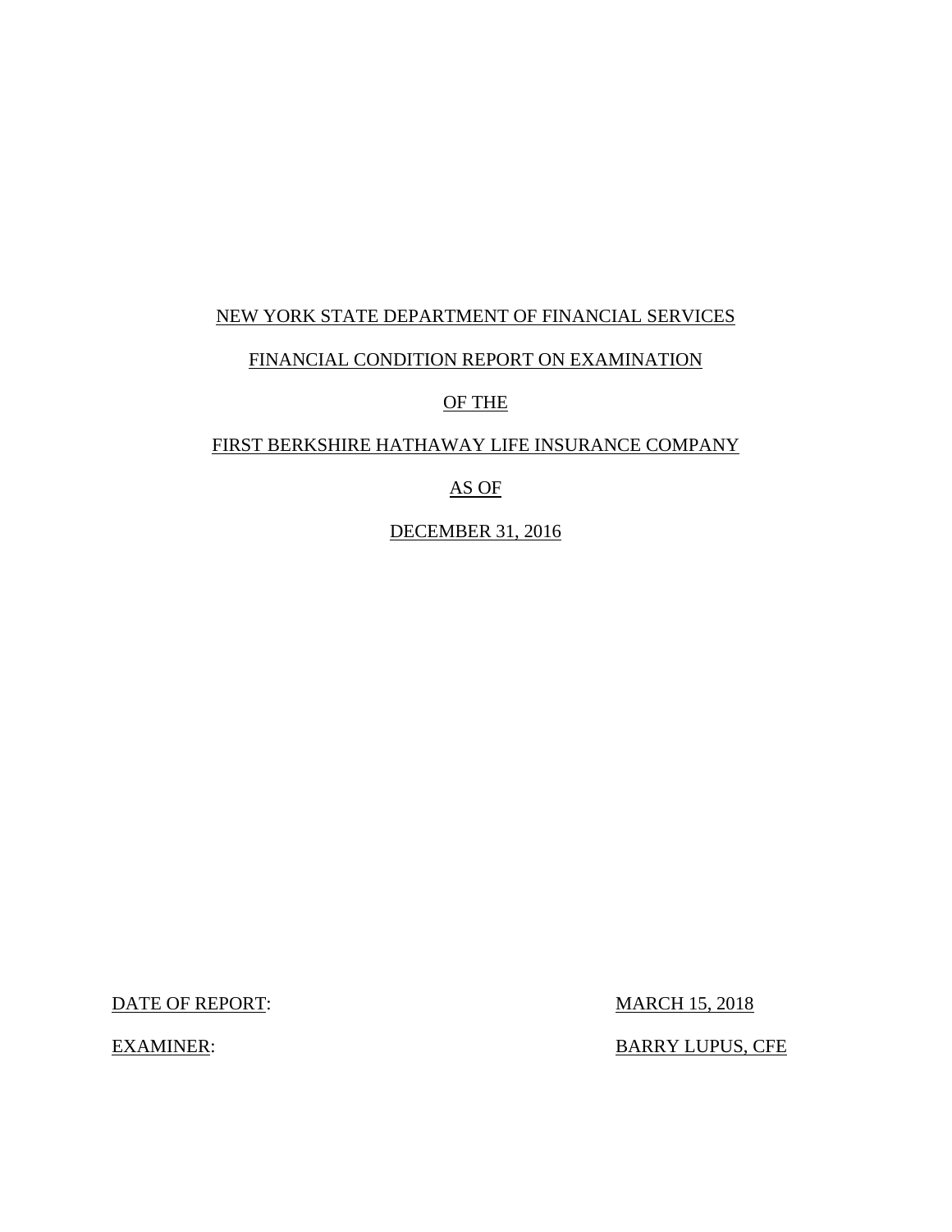NEW YORK STATE DEPARTMENT OF FINANCIAL SERVICES

FINANCIAL CONDITION REPORT ON EXAMINATION

OF THE

FIRST BERKSHIRE HATHAWAY LIFE INSURANCE COMPANY

AS OF

DECEMBER 31, 2016

DATE OF REPORT: MARCH 15, 2018

EXAMINER: BARRY LUPUS, CFE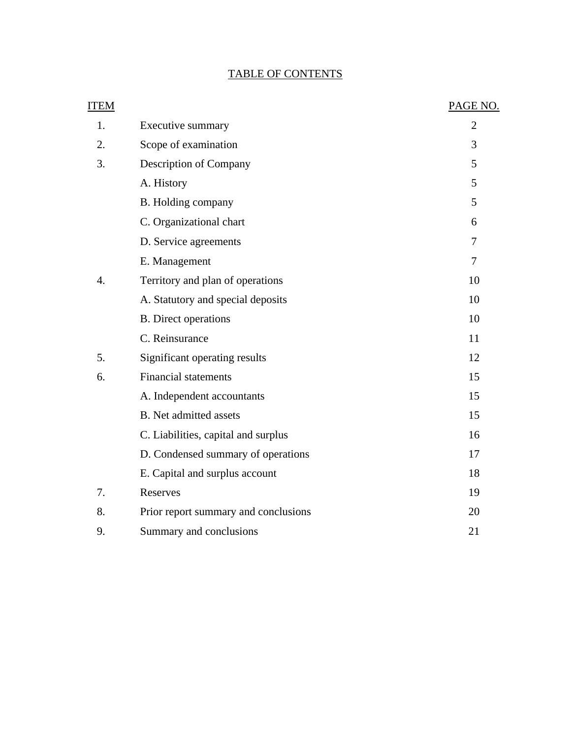# TABLE OF CONTENTS

| ITEM | | PAGE NO. |
|---|---|---|
| 1. | Executive summary | 2 |
| 2. | Scope of examination | 3 |
| 3. | Description of Company | 5 |
| | A. History | 5 |
| | B. Holding company | 5 |
| | C. Organizational chart | 6 |
| | D. Service agreements | 7 |
| | E. Management | 7 |
| 4. | Territory and plan of operations | 10 |
| | A. Statutory and special deposits | 10 |
| | B. Direct operations | 10 |
| | C. Reinsurance | 11 |
| 5. | Significant operating results | 12 |
| 6. | Financial statements | 15 |
| | A. Independent accountants | 15 |
| | B. Net admitted assets | 15 |
| | C. Liabilities, capital and surplus | 16 |
| | D. Condensed summary of operations | 17 |
| | E. Capital and surplus account | 18 |
| 7. | Reserves | 19 |
| 8. | Prior report summary and conclusions | 20 |
| 9. | Summary and conclusions | 21 |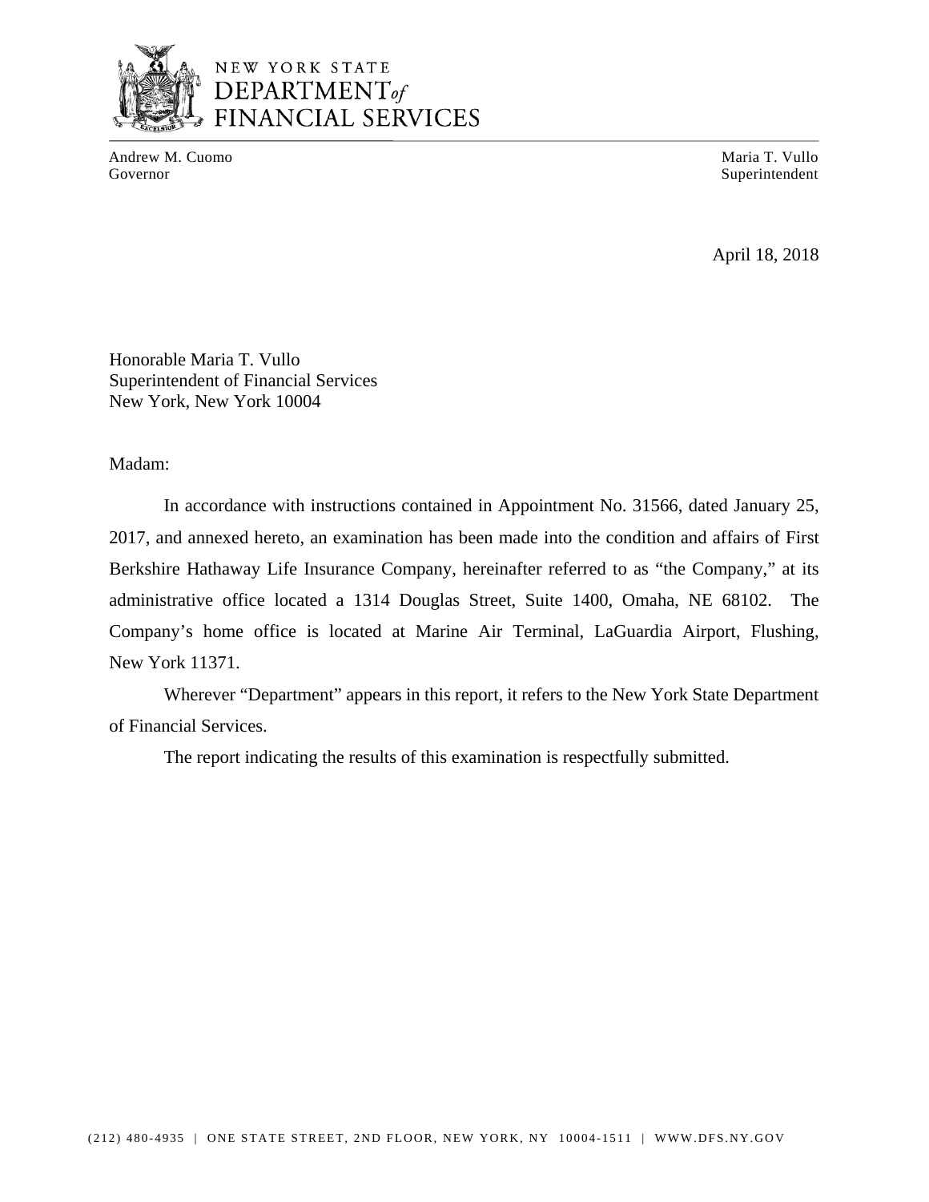NEW YORK STATE
DEPARTMENT of
FINANCIAL SERVICES

Andrew M. Cuomo
Governor

Maria T. Vullo
Superintendent

April 18, 2018

Honorable Maria T. Vullo
Superintendent of Financial Services
New York, New York 10004

Madam:

In accordance with instructions contained in Appointment No. 31566, dated January 25, 2017, and annexed hereto, an examination has been made into the condition and affairs of First Berkshire Hathaway Life Insurance Company, hereinafter referred to as "the Company," at its administrative office located a 1314 Douglas Street, Suite 1400, Omaha, NE 68102. The Company's home office is located at Marine Air Terminal, LaGuardia Airport, Flushing, New York 11371.

Wherever "Department" appears in this report, it refers to the New York State Department of Financial Services.

The report indicating the results of this examination is respectfully submitted.

(212) 480-4935 | ONE STATE STREET, 2ND FLOOR, NEW YORK, NY 10004-1511 | WWW.DFS.NY.GOV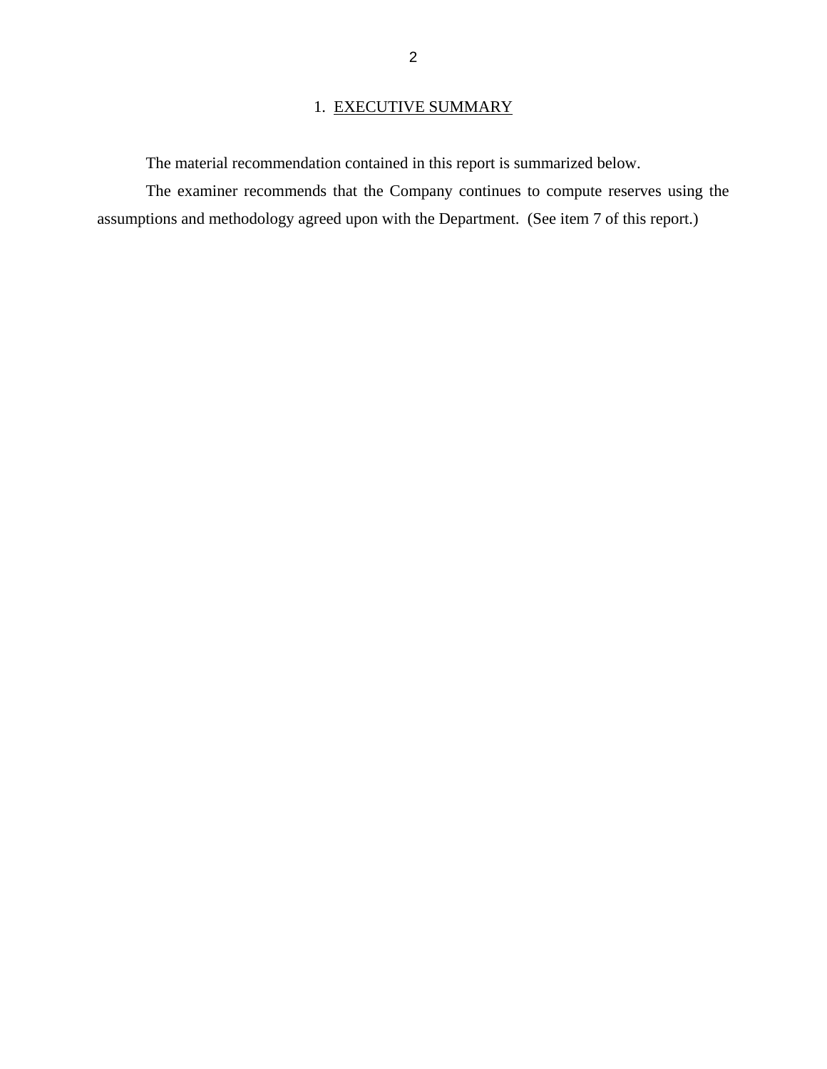## 1. EXECUTIVE SUMMARY

The material recommendation contained in this report is summarized below.

The examiner recommends that the Company continues to compute reserves using the assumptions and methodology agreed upon with the Department. (See item 7 of this report.)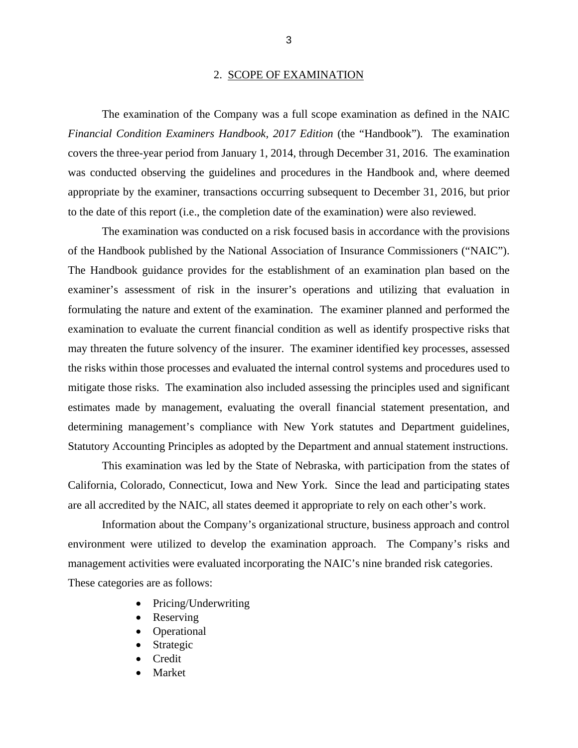## 2. SCOPE OF EXAMINATION

The examination of the Company was a full scope examination as defined in the NAIC *Financial Condition Examiners Handbook*, *2017 Edition* (the "Handbook"). The examination covers the three-year period from January 1, 2014, through December 31, 2016. The examination was conducted observing the guidelines and procedures in the Handbook and, where deemed appropriate by the examiner, transactions occurring subsequent to December 31, 2016, but prior to the date of this report (i.e., the completion date of the examination) were also reviewed.

The examination was conducted on a risk focused basis in accordance with the provisions of the Handbook published by the National Association of Insurance Commissioners ("NAIC"). The Handbook guidance provides for the establishment of an examination plan based on the examiner's assessment of risk in the insurer's operations and utilizing that evaluation in formulating the nature and extent of the examination. The examiner planned and performed the examination to evaluate the current financial condition as well as identify prospective risks that may threaten the future solvency of the insurer. The examiner identified key processes, assessed the risks within those processes and evaluated the internal control systems and procedures used to mitigate those risks. The examination also included assessing the principles used and significant estimates made by management, evaluating the overall financial statement presentation, and determining management's compliance with New York statutes and Department guidelines, Statutory Accounting Principles as adopted by the Department and annual statement instructions.

This examination was led by the State of Nebraska, with participation from the states of California, Colorado, Connecticut, Iowa and New York. Since the lead and participating states are all accredited by the NAIC, all states deemed it appropriate to rely on each other's work.

Information about the Company's organizational structure, business approach and control environment were utilized to develop the examination approach. The Company's risks and management activities were evaluated incorporating the NAIC's nine branded risk categories. These categories are as follows:

- Pricing/Underwriting
- Reserving
- Operational
- Strategic
- Credit
- Market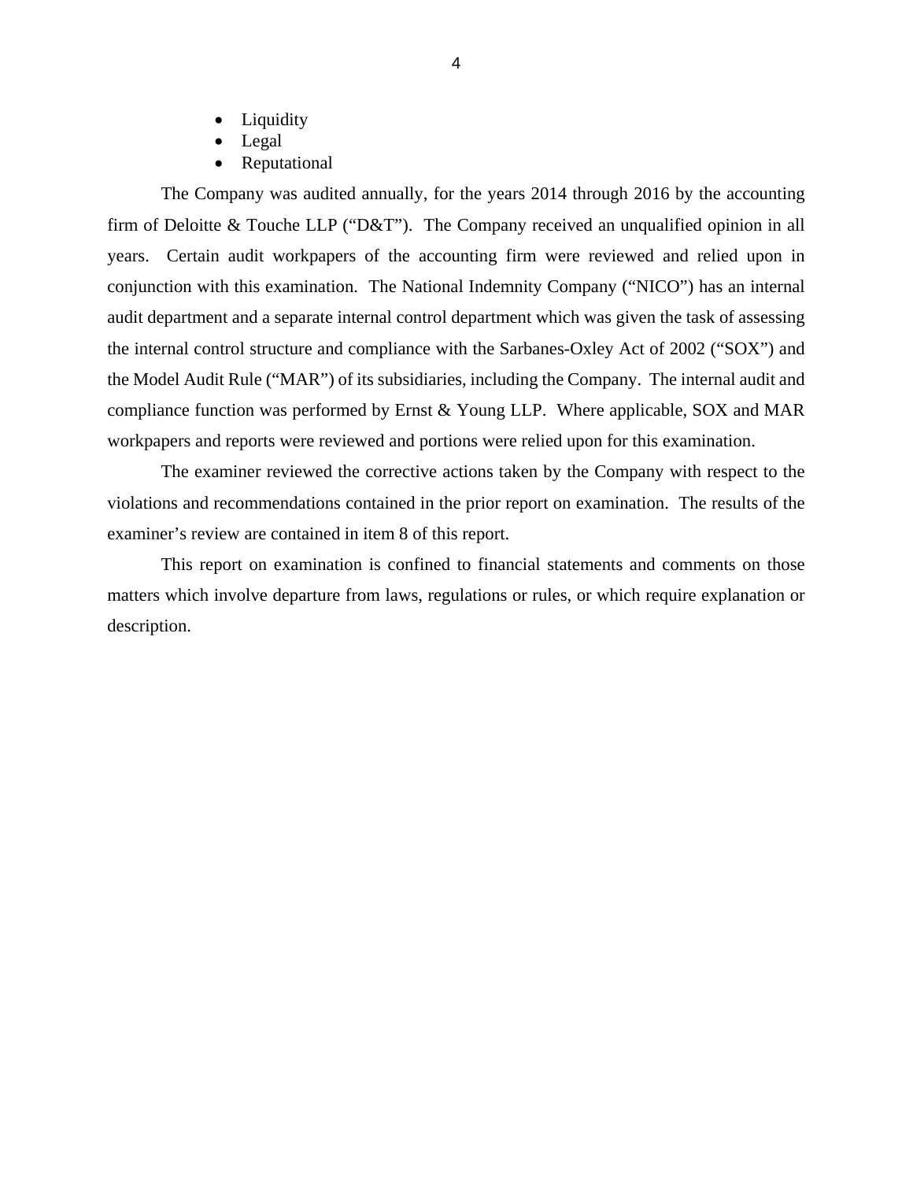- Liquidity
- Legal
- Reputational

The Company was audited annually, for the years 2014 through 2016 by the accounting firm of Deloitte & Touche LLP ("D&T"). The Company received an unqualified opinion in all years. Certain audit workpapers of the accounting firm were reviewed and relied upon in conjunction with this examination. The National Indemnity Company ("NICO") has an internal audit department and a separate internal control department which was given the task of assessing the internal control structure and compliance with the Sarbanes-Oxley Act of 2002 ("SOX") and the Model Audit Rule ("MAR") of its subsidiaries, including the Company. The internal audit and compliance function was performed by Ernst & Young LLP. Where applicable, SOX and MAR workpapers and reports were reviewed and portions were relied upon for this examination.

The examiner reviewed the corrective actions taken by the Company with respect to the violations and recommendations contained in the prior report on examination. The results of the examiner's review are contained in item 8 of this report.

This report on examination is confined to financial statements and comments on those matters which involve departure from laws, regulations or rules, or which require explanation or description.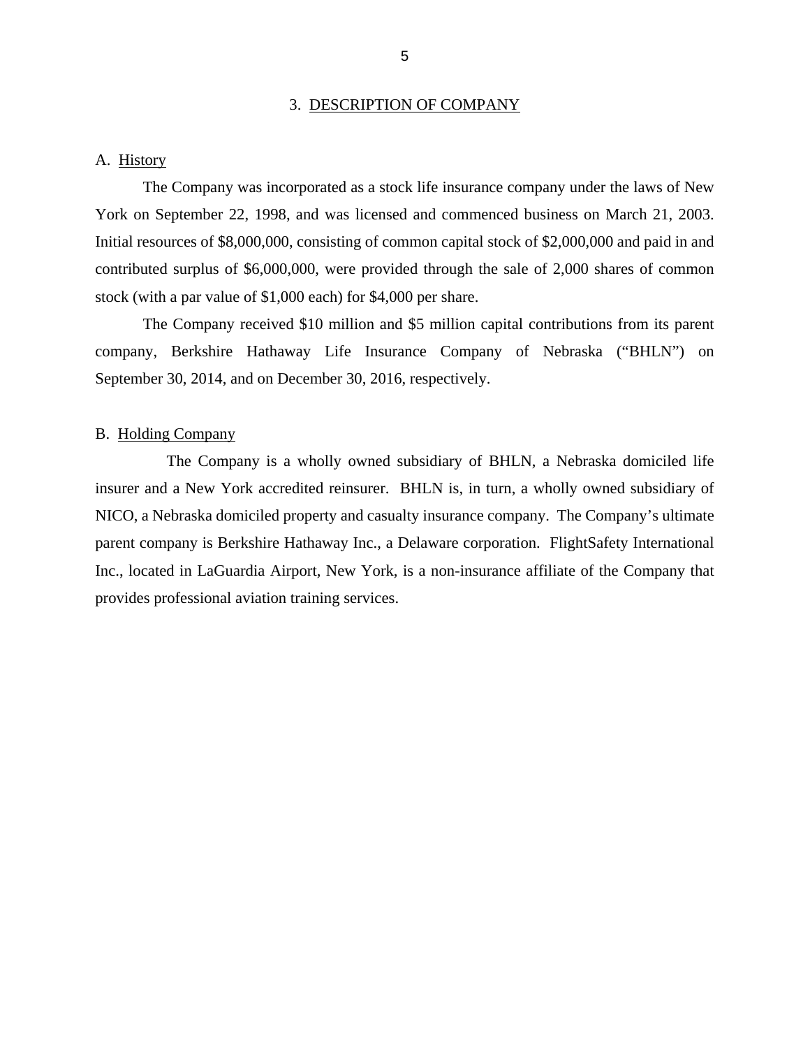## 3. DESCRIPTION OF COMPANY

### A. History

The Company was incorporated as a stock life insurance company under the laws of New York on September 22, 1998, and was licensed and commenced business on March 21, 2003. Initial resources of $8,000,000, consisting of common capital stock of $2,000,000 and paid in and contributed surplus of $6,000,000, were provided through the sale of 2,000 shares of common stock (with a par value of $1,000 each) for $4,000 per share.

The Company received $10 million and $5 million capital contributions from its parent company, Berkshire Hathaway Life Insurance Company of Nebraska ("BHLN") on September 30, 2014, and on December 30, 2016, respectively.

### B. Holding Company

The Company is a wholly owned subsidiary of BHLN, a Nebraska domiciled life insurer and a New York accredited reinsurer. BHLN is, in turn, a wholly owned subsidiary of NICO, a Nebraska domiciled property and casualty insurance company. The Company's ultimate parent company is Berkshire Hathaway Inc., a Delaware corporation. FlightSafety International Inc., located in LaGuardia Airport, New York, is a non-insurance affiliate of the Company that provides professional aviation training services.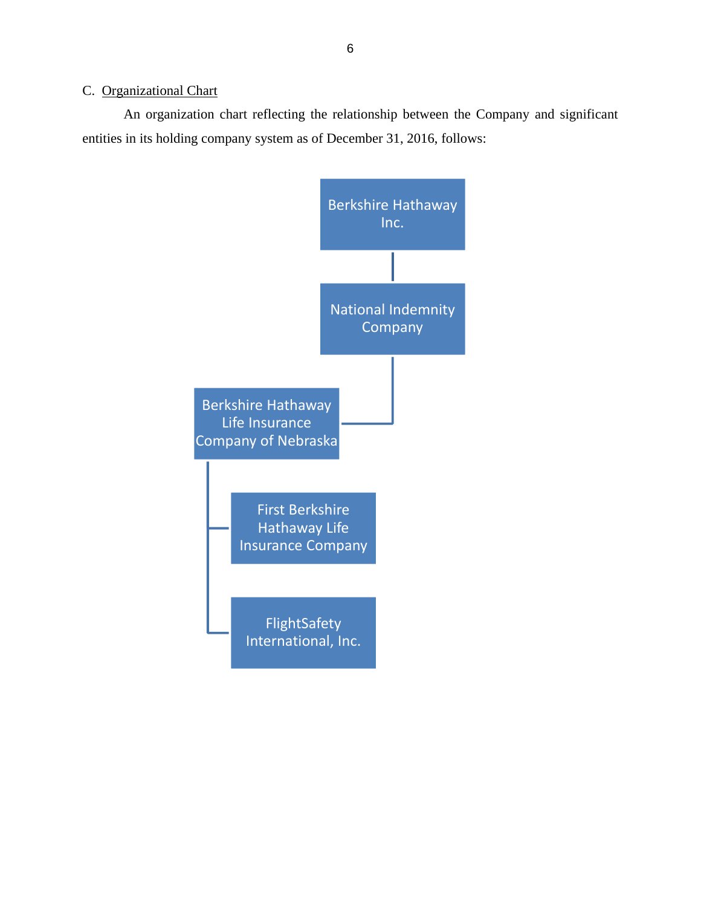C. Organizational Chart

An organization chart reflecting the relationship between the Company and significant entities in its holding company system as of December 31, 2016, follows:

- Berkshire Hathaway Inc.
  - National Indemnity Company
    - Berkshire Hathaway Life Insurance Company of Nebraska
      - First Berkshire Hathaway Life Insurance Company
      - FlightSafety International, Inc.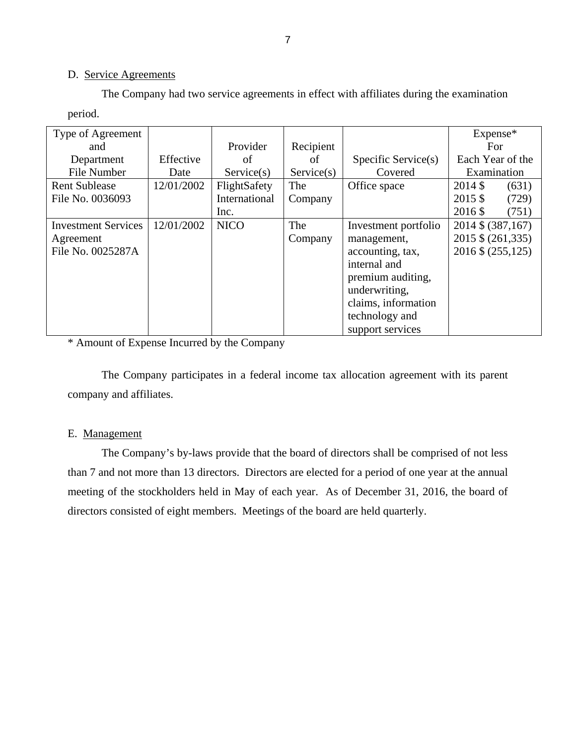D. Service Agreements

The Company had two service agreements in effect with affiliates during the examination period.

| Type of Agreement and Department File Number | Effective Date | Provider of Service(s) | Recipient of Service(s) | Specific Service(s) Covered | Expense* For Each Year of the Examination |
|---|---|---|---|---|---|
| Rent Sublease File No. 0036093 | 12/01/2002 | FlightSafety International Inc. | The Company | Office space | 2014 $ (631)<br>2015 $ (729)<br>2016 $ (751) |
| Investment Services Agreement File No. 0025287A | 12/01/2002 | NICO | The Company | Investment portfolio management, accounting, tax, internal and premium auditing, underwriting, claims, information technology and support services | 2014 $ (387,167)<br>2015 $ (261,335)<br>2016 $ (255,125) |

* Amount of Expense Incurred by the Company

The Company participates in a federal income tax allocation agreement with its parent company and affiliates.

E. Management

The Company's by-laws provide that the board of directors shall be comprised of not less than 7 and not more than 13 directors. Directors are elected for a period of one year at the annual meeting of the stockholders held in May of each year. As of December 31, 2016, the board of directors consisted of eight members. Meetings of the board are held quarterly.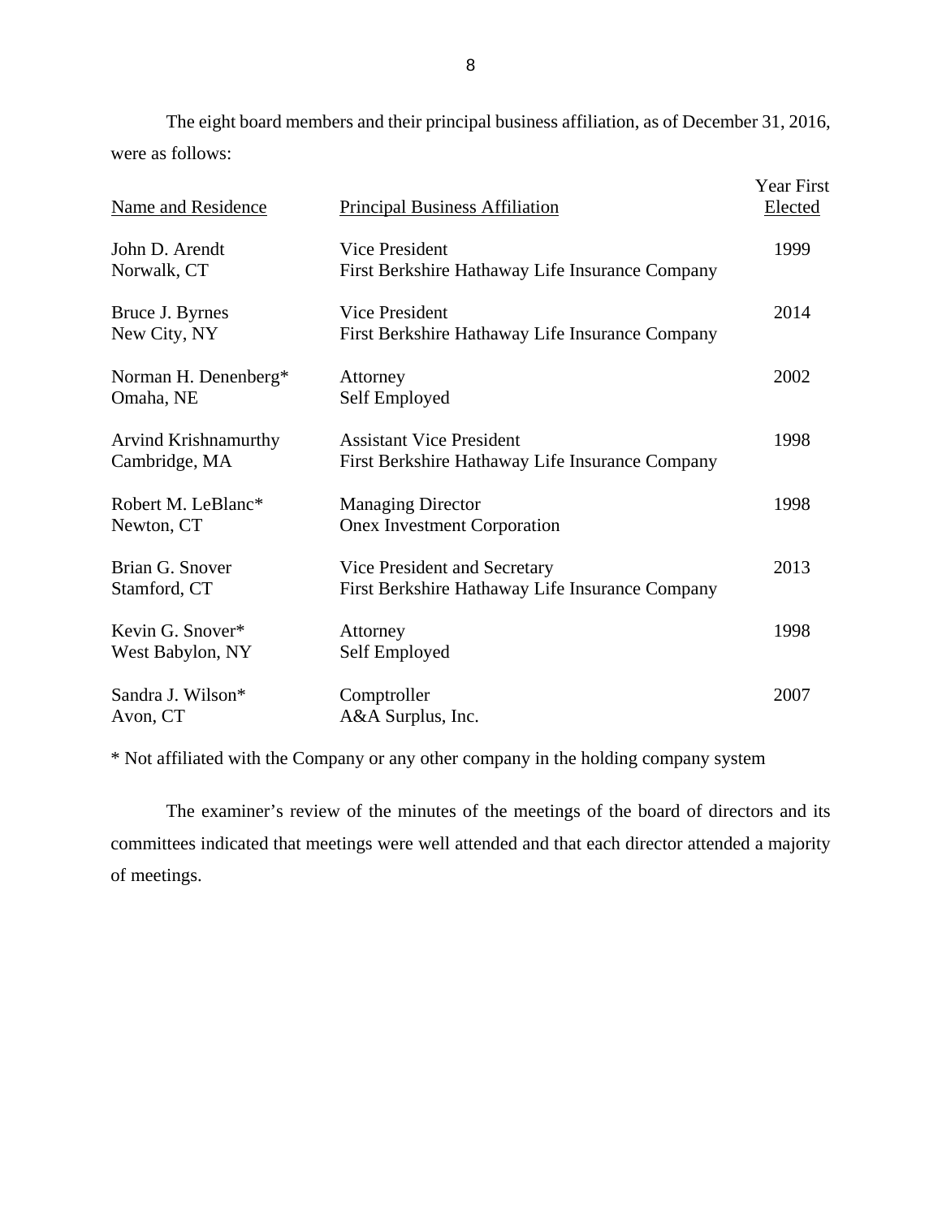The eight board members and their principal business affiliation, as of December 31, 2016, were as follows:

| Name and Residence | Principal Business Affiliation | Year First Elected |
|---|---|---|
| John D. Arendt<br>Norwalk, CT | Vice President<br>First Berkshire Hathaway Life Insurance Company | 1999 |
| Bruce J. Byrnes<br>New City, NY | Vice President<br>First Berkshire Hathaway Life Insurance Company | 2014 |
| Norman H. Denenberg*<br>Omaha, NE | Attorney<br>Self Employed | 2002 |
| Arvind Krishnamurthy<br>Cambridge, MA | Assistant Vice President<br>First Berkshire Hathaway Life Insurance Company | 1998 |
| Robert M. LeBlanc*<br>Newton, CT | Managing Director<br>Onex Investment Corporation | 1998 |
| Brian G. Snover<br>Stamford, CT | Vice President and Secretary<br>First Berkshire Hathaway Life Insurance Company | 2013 |
| Kevin G. Snover*<br>West Babylon, NY | Attorney<br>Self Employed | 1998 |
| Sandra J. Wilson*<br>Avon, CT | Comptroller<br>A&A Surplus, Inc. | 2007 |

* Not affiliated with the Company or any other company in the holding company system

The examiner's review of the minutes of the meetings of the board of directors and its committees indicated that meetings were well attended and that each director attended a majority of meetings.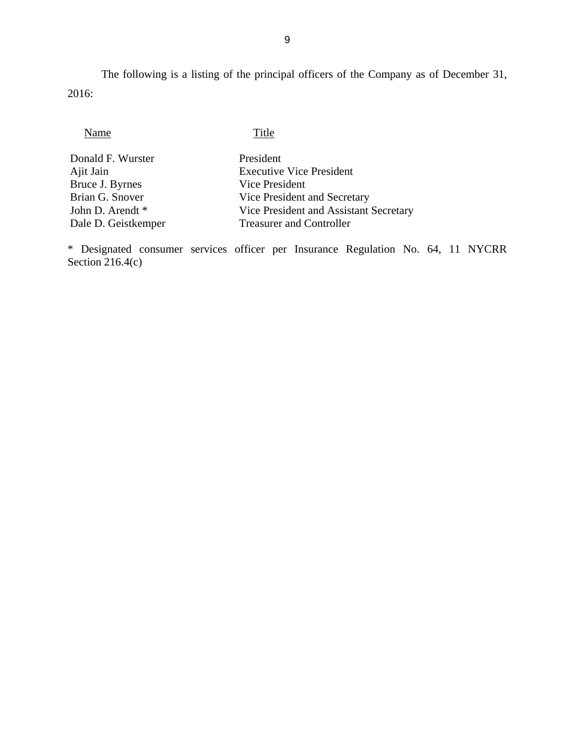The following is a listing of the principal officers of the Company as of December 31, 2016:

| Name | Title |
| --- | --- |
| Donald F. Wurster | President |
| Ajit Jain | Executive Vice President |
| Bruce J. Byrnes | Vice President |
| Brian G. Snover | Vice President and Secretary |
| John D. Arendt * | Vice President and Assistant Secretary |
| Dale D. Geistkemper | Treasurer and Controller |

* Designated consumer services officer per Insurance Regulation No. 64, 11 NYCRR Section 216.4(c)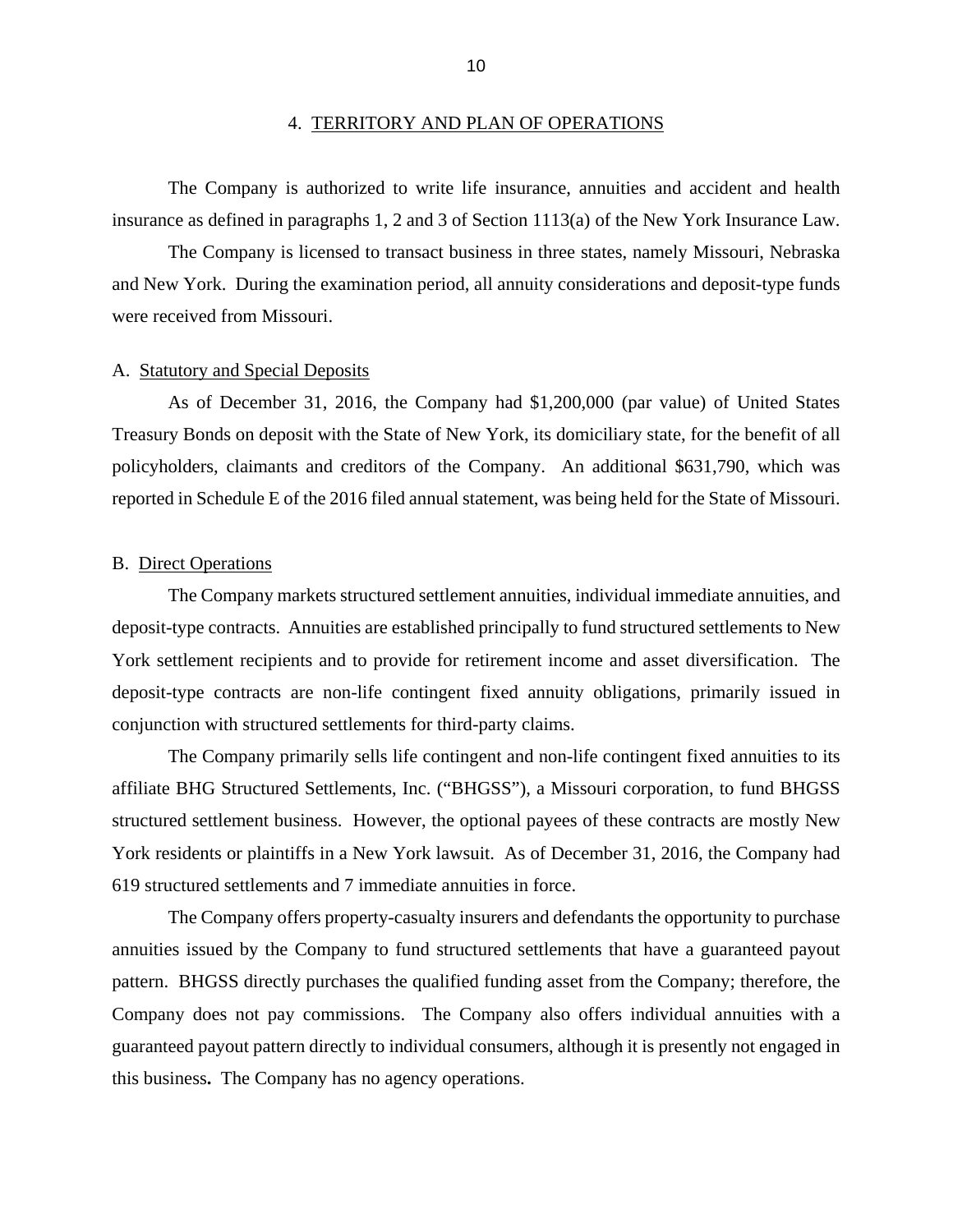## 4. TERRITORY AND PLAN OF OPERATIONS

The Company is authorized to write life insurance, annuities and accident and health insurance as defined in paragraphs 1, 2 and 3 of Section 1113(a) of the New York Insurance Law.

The Company is licensed to transact business in three states, namely Missouri, Nebraska and New York. During the examination period, all annuity considerations and deposit-type funds were received from Missouri.

### A. Statutory and Special Deposits

As of December 31, 2016, the Company had $1,200,000 (par value) of United States Treasury Bonds on deposit with the State of New York, its domiciliary state, for the benefit of all policyholders, claimants and creditors of the Company. An additional $631,790, which was reported in Schedule E of the 2016 filed annual statement, was being held for the State of Missouri.

### B. Direct Operations

The Company markets structured settlement annuities, individual immediate annuities, and deposit-type contracts. Annuities are established principally to fund structured settlements to New York settlement recipients and to provide for retirement income and asset diversification. The deposit-type contracts are non-life contingent fixed annuity obligations, primarily issued in conjunction with structured settlements for third-party claims.

The Company primarily sells life contingent and non-life contingent fixed annuities to its affiliate BHG Structured Settlements, Inc. ("BHGSS"), a Missouri corporation, to fund BHGSS structured settlement business. However, the optional payees of these contracts are mostly New York residents or plaintiffs in a New York lawsuit. As of December 31, 2016, the Company had 619 structured settlements and 7 immediate annuities in force.

The Company offers property-casualty insurers and defendants the opportunity to purchase annuities issued by the Company to fund structured settlements that have a guaranteed payout pattern. BHGSS directly purchases the qualified funding asset from the Company; therefore, the Company does not pay commissions. The Company also offers individual annuities with a guaranteed payout pattern directly to individual consumers, although it is presently not engaged in this business**.** The Company has no agency operations.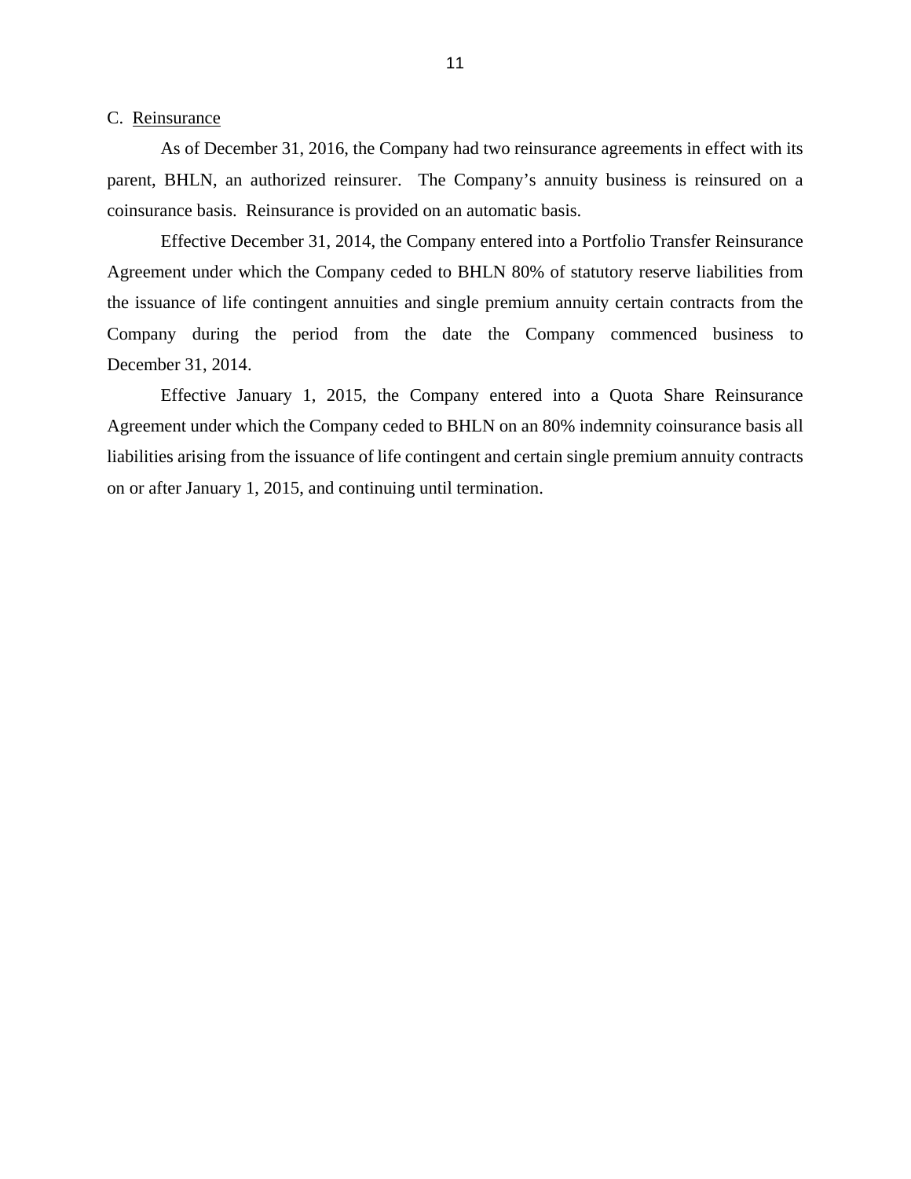C. Reinsurance

As of December 31, 2016, the Company had two reinsurance agreements in effect with its parent, BHLN, an authorized reinsurer. The Company's annuity business is reinsured on a coinsurance basis. Reinsurance is provided on an automatic basis.

Effective December 31, 2014, the Company entered into a Portfolio Transfer Reinsurance Agreement under which the Company ceded to BHLN 80% of statutory reserve liabilities from the issuance of life contingent annuities and single premium annuity certain contracts from the Company during the period from the date the Company commenced business to December 31, 2014.

Effective January 1, 2015, the Company entered into a Quota Share Reinsurance Agreement under which the Company ceded to BHLN on an 80% indemnity coinsurance basis all liabilities arising from the issuance of life contingent and certain single premium annuity contracts on or after January 1, 2015, and continuing until termination.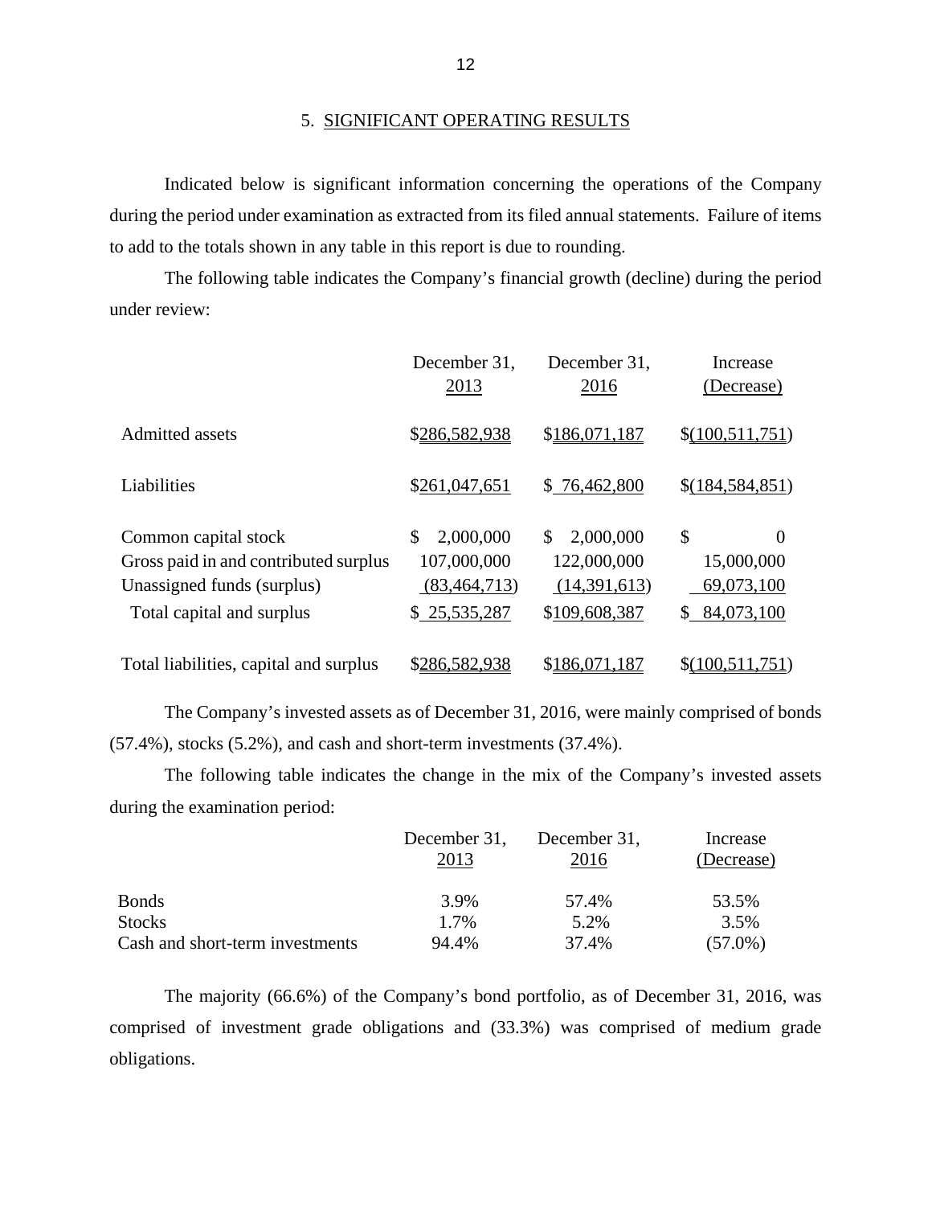## 5. SIGNIFICANT OPERATING RESULTS

Indicated below is significant information concerning the operations of the Company during the period under examination as extracted from its filed annual statements. Failure of items to add to the totals shown in any table in this report is due to rounding.

The following table indicates the Company's financial growth (decline) during the period under review:

| | December 31, 2013 | December 31, 2016 | Increase (Decrease) |
|---|---|---|---|
| Admitted assets | $286,582,938 | $186,071,187 | $(100,511,751) |
| Liabilities | $261,047,651 | $ 76,462,800 | $(184,584,851) |
| Common capital stock | $ 2,000,000 | $ 2,000,000 | $ 0 |
| Gross paid in and contributed surplus | 107,000,000 | 122,000,000 | 15,000,000 |
| Unassigned funds (surplus) | (83,464,713) | (14,391,613) | 69,073,100 |
| Total capital and surplus | $ 25,535,287 | $109,608,387 | $ 84,073,100 |
| Total liabilities, capital and surplus | $286,582,938 | $186,071,187 | $(100,511,751) |

The Company's invested assets as of December 31, 2016, were mainly comprised of bonds (57.4%), stocks (5.2%), and cash and short-term investments (37.4%).

The following table indicates the change in the mix of the Company's invested assets during the examination period:

| | December 31, 2013 | December 31, 2016 | Increase (Decrease) |
|---|---|---|---|
| Bonds | 3.9% | 57.4% | 53.5% |
| Stocks | 1.7% | 5.2% | 3.5% |
| Cash and short-term investments | 94.4% | 37.4% | (57.0%) |

The majority (66.6%) of the Company's bond portfolio, as of December 31, 2016, was comprised of investment grade obligations and (33.3%) was comprised of medium grade obligations.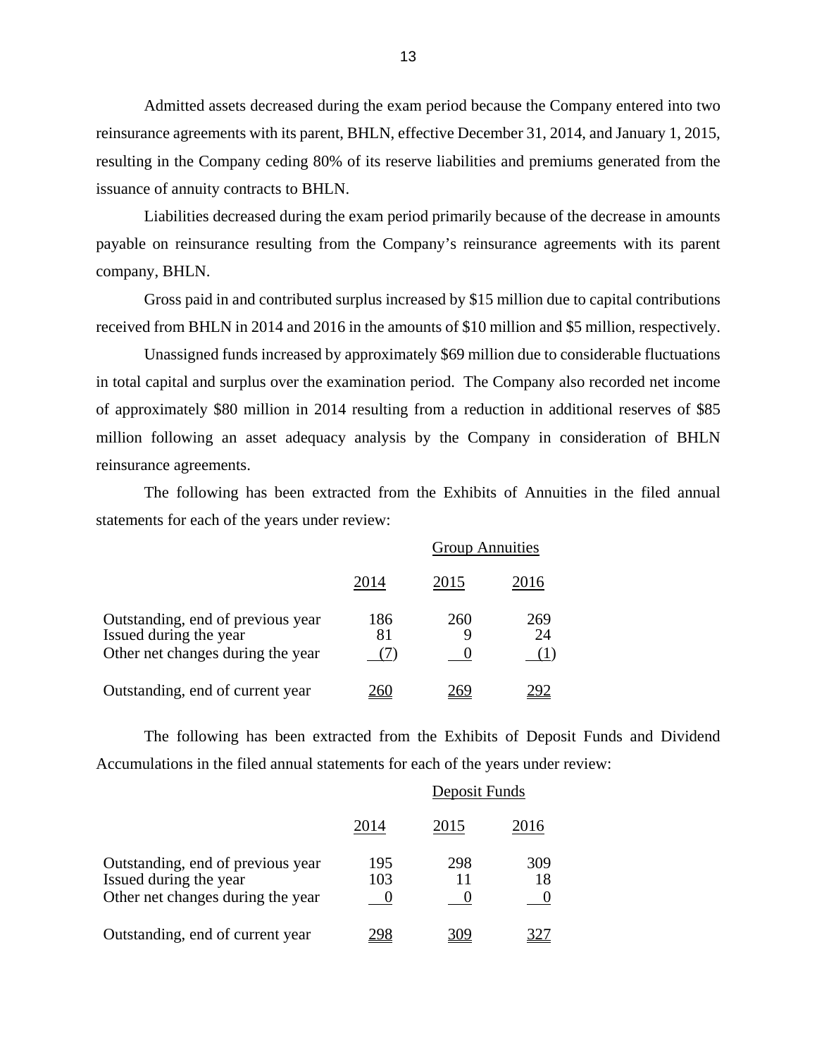Admitted assets decreased during the exam period because the Company entered into two reinsurance agreements with its parent, BHLN, effective December 31, 2014, and January 1, 2015, resulting in the Company ceding 80% of its reserve liabilities and premiums generated from the issuance of annuity contracts to BHLN.

Liabilities decreased during the exam period primarily because of the decrease in amounts payable on reinsurance resulting from the Company's reinsurance agreements with its parent company, BHLN.

Gross paid in and contributed surplus increased by $15 million due to capital contributions received from BHLN in 2014 and 2016 in the amounts of $10 million and $5 million, respectively.

Unassigned funds increased by approximately $69 million due to considerable fluctuations in total capital and surplus over the examination period. The Company also recorded net income of approximately $80 million in 2014 resulting from a reduction in additional reserves of $85 million following an asset adequacy analysis by the Company in consideration of BHLN reinsurance agreements.

The following has been extracted from the Exhibits of Annuities in the filed annual statements for each of the years under review:

| | Group Annuities | | |
|---|---|---|---|
| | 2014 | 2015 | 2016 |
| Outstanding, end of previous year | 186 | 260 | 269 |
| Issued during the year | 81 | 9 | 24 |
| Other net changes during the year | (7) | 0 | (1) |
| Outstanding, end of current year | 260 | 269 | 292 |

The following has been extracted from the Exhibits of Deposit Funds and Dividend Accumulations in the filed annual statements for each of the years under review:

| | Deposit Funds | | |
|---|---|---|---|
| | 2014 | 2015 | 2016 |
| Outstanding, end of previous year | 195 | 298 | 309 |
| Issued during the year | 103 | 11 | 18 |
| Other net changes during the year | 0 | 0 | 0 |
| Outstanding, end of current year | 298 | 309 | 327 |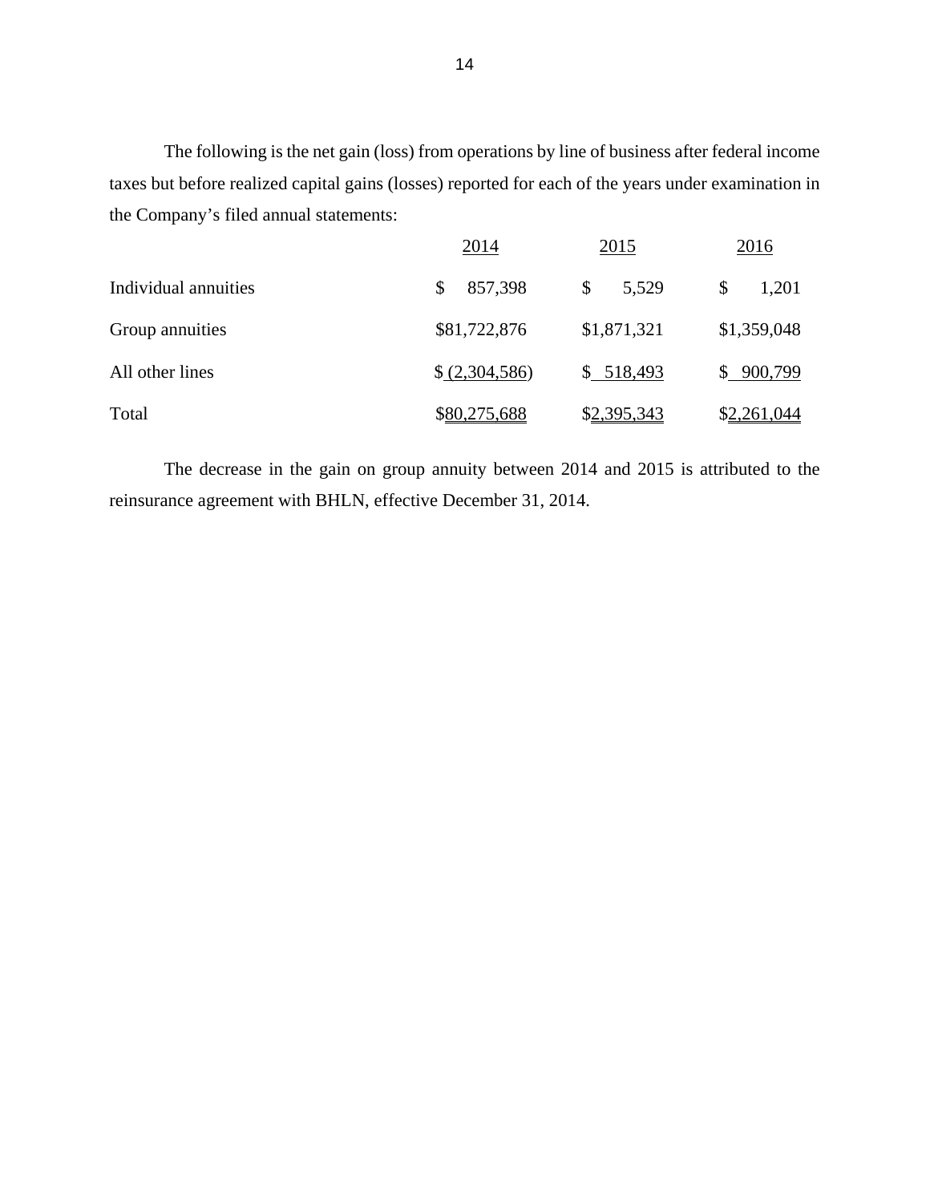The following is the net gain (loss) from operations by line of business after federal income taxes but before realized capital gains (losses) reported for each of the years under examination in the Company's filed annual statements:

| | 2014 | 2015 | 2016 |
|---|---|---|---|
| Individual annuities | $ 857,398 | $ 5,529 | $ 1,201 |
| Group annuities | $81,722,876 | $1,871,321 | $1,359,048 |
| All other lines | $ (2,304,586) | $ 518,493 | $ 900,799 |
| Total | $80,275,688 | $2,395,343 | $2,261,044 |

The decrease in the gain on group annuity between 2014 and 2015 is attributed to the reinsurance agreement with BHLN, effective December 31, 2014.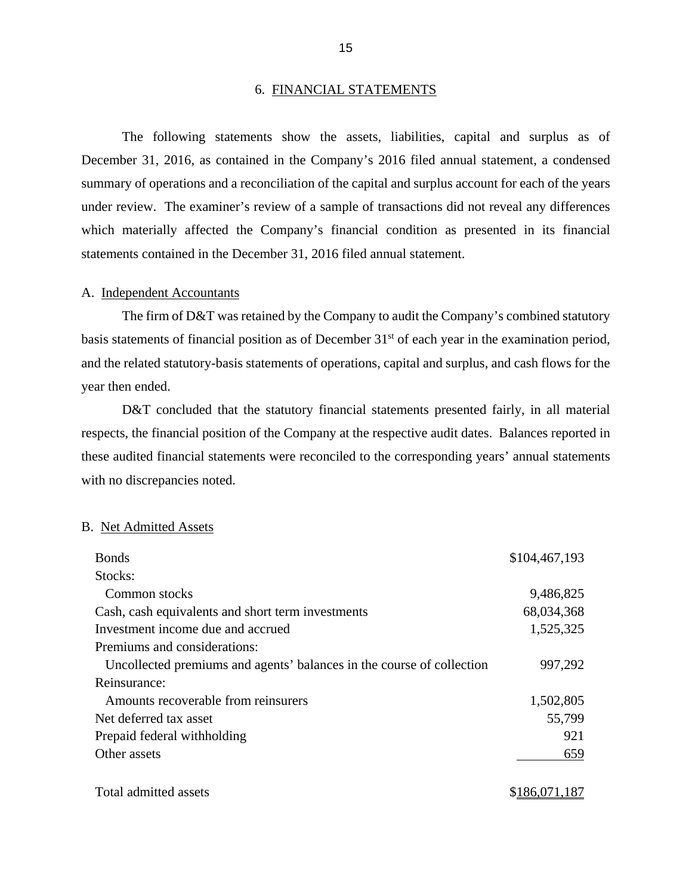## 6. FINANCIAL STATEMENTS

The following statements show the assets, liabilities, capital and surplus as of December 31, 2016, as contained in the Company's 2016 filed annual statement, a condensed summary of operations and a reconciliation of the capital and surplus account for each of the years under review. The examiner's review of a sample of transactions did not reveal any differences which materially affected the Company's financial condition as presented in its financial statements contained in the December 31, 2016 filed annual statement.

### A. Independent Accountants

The firm of D&T was retained by the Company to audit the Company's combined statutory basis statements of financial position as of December 31st of each year in the examination period, and the related statutory-basis statements of operations, capital and surplus, and cash flows for the year then ended.

D&T concluded that the statutory financial statements presented fairly, in all material respects, the financial position of the Company at the respective audit dates. Balances reported in these audited financial statements were reconciled to the corresponding years' annual statements with no discrepancies noted.

### B. Net Admitted Assets

| | |
|---|---|
| Bonds | $104,467,193 |
| Stocks: | |
| Common stocks | 9,486,825 |
| Cash, cash equivalents and short term investments | 68,034,368 |
| Investment income due and accrued | 1,525,325 |
| Premiums and considerations: | |
| Uncollected premiums and agents' balances in the course of collection | 997,292 |
| Reinsurance: | |
| Amounts recoverable from reinsurers | 1,502,805 |
| Net deferred tax asset | 55,799 |
| Prepaid federal withholding | 921 |
| Other assets | 659 |
| Total admitted assets | $186,071,187 |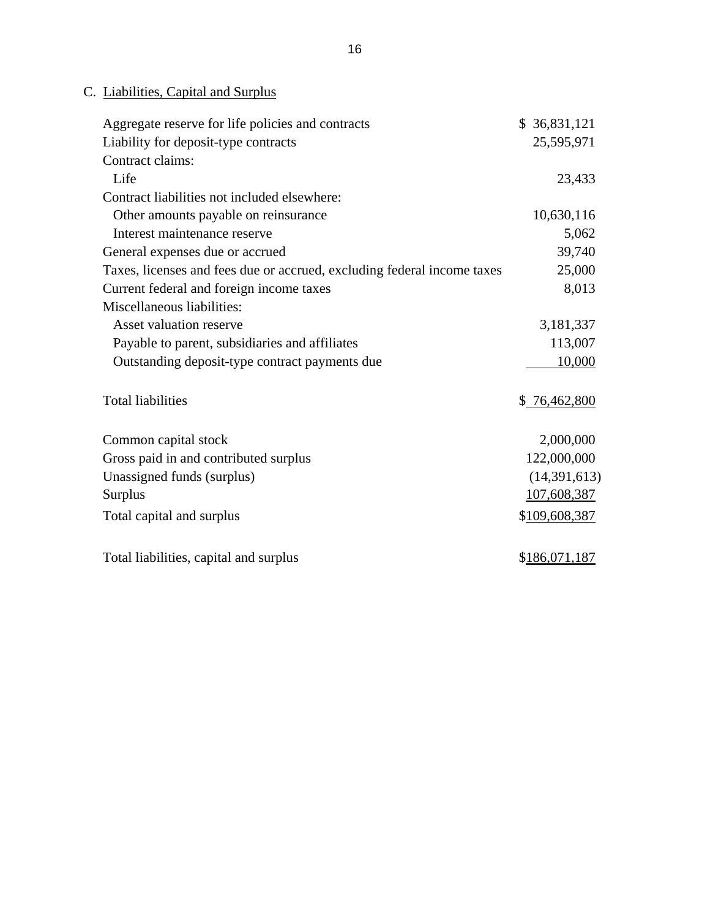## C. Liabilities, Capital and Surplus

| | |
|---|---|
| Aggregate reserve for life policies and contracts | $ 36,831,121 |
| Liability for deposit-type contracts | 25,595,971 |
| Contract claims: | |
| Life | 23,433 |
| Contract liabilities not included elsewhere: | |
| Other amounts payable on reinsurance | 10,630,116 |
| Interest maintenance reserve | 5,062 |
| General expenses due or accrued | 39,740 |
| Taxes, licenses and fees due or accrued, excluding federal income taxes | 25,000 |
| Current federal and foreign income taxes | 8,013 |
| Miscellaneous liabilities: | |
| Asset valuation reserve | 3,181,337 |
| Payable to parent, subsidiaries and affiliates | 113,007 |
| Outstanding deposit-type contract payments due | 10,000 |
| | |
| Total liabilities | $ 76,462,800 |
| | |
| Common capital stock | 2,000,000 |
| Gross paid in and contributed surplus | 122,000,000 |
| Unassigned funds (surplus) | (14,391,613) |
| Surplus | 107,608,387 |
| Total capital and surplus | $109,608,387 |
| | |
| Total liabilities, capital and surplus | $186,071,187 |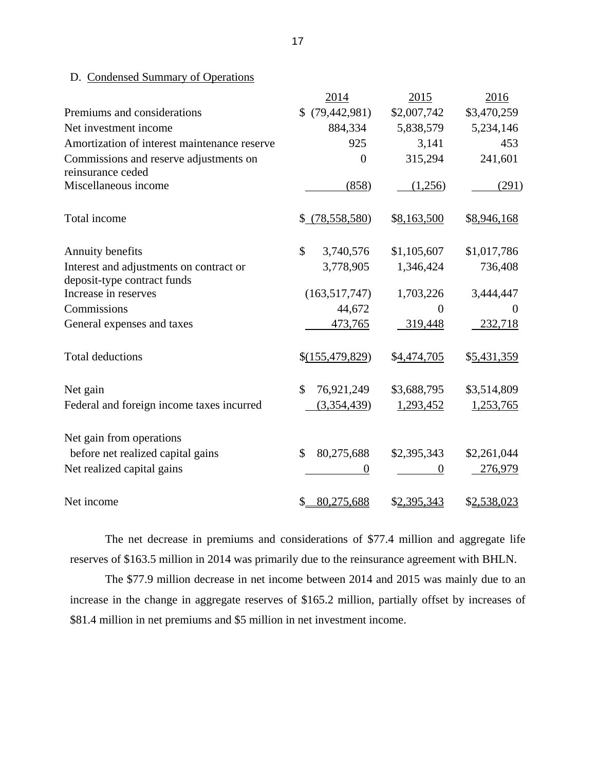D. Condensed Summary of Operations

| | 2014 | 2015 | 2016 |
|---|---|---|---|
| Premiums and considerations | $ (79,442,981) | $2,007,742 | $3,470,259 |
| Net investment income | 884,334 | 5,838,579 | 5,234,146 |
| Amortization of interest maintenance reserve | 925 | 3,141 | 453 |
| Commissions and reserve adjustments on reinsurance ceded | 0 | 315,294 | 241,601 |
| Miscellaneous income | (858) | (1,256) | (291) |
| Total income | $ (78,558,580) | $8,163,500 | $8,946,168 |
| Annuity benefits | $ 3,740,576 | $1,105,607 | $1,017,786 |
| Interest and adjustments on contract or deposit-type contract funds | 3,778,905 | 1,346,424 | 736,408 |
| Increase in reserves | (163,517,747) | 1,703,226 | 3,444,447 |
| Commissions | 44,672 | 0 | 0 |
| General expenses and taxes | 473,765 | 319,448 | 232,718 |
| Total deductions | $(155,479,829) | $4,474,705 | $5,431,359 |
| Net gain | $ 76,921,249 | $3,688,795 | $3,514,809 |
| Federal and foreign income taxes incurred | (3,354,439) | 1,293,452 | 1,253,765 |
| Net gain from operations before net realized capital gains | $ 80,275,688 | $2,395,343 | $2,261,044 |
| Net realized capital gains | 0 | 0 | 276,979 |
| Net income | $ 80,275,688 | $2,395,343 | $2,538,023 |

The net decrease in premiums and considerations of $77.4 million and aggregate life reserves of $163.5 million in 2014 was primarily due to the reinsurance agreement with BHLN.

The $77.9 million decrease in net income between 2014 and 2015 was mainly due to an increase in the change in aggregate reserves of $165.2 million, partially offset by increases of $81.4 million in net premiums and $5 million in net investment income.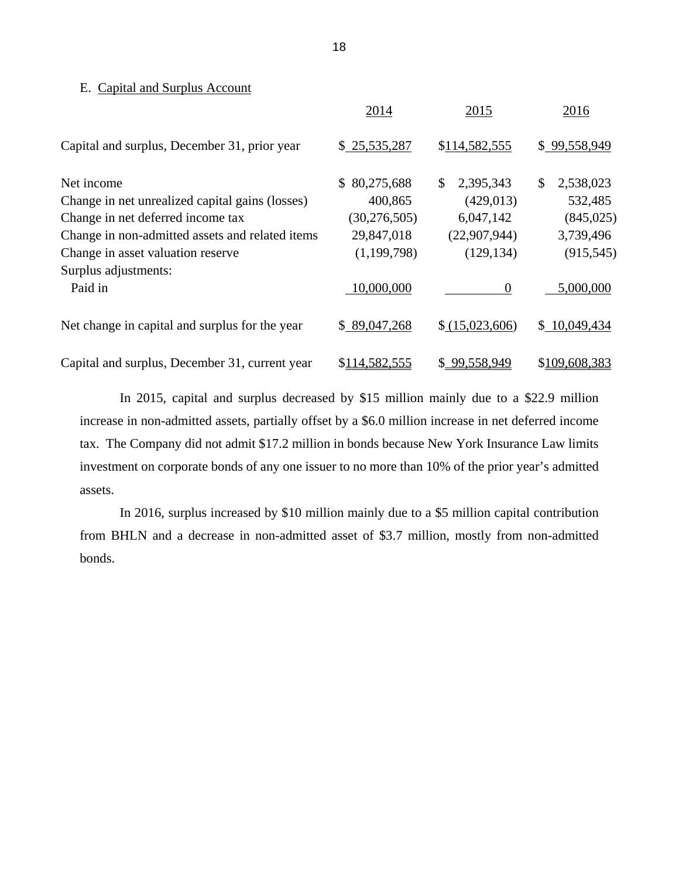E. Capital and Surplus Account

| | 2014 | 2015 | 2016 |
|---|---|---|---|
| Capital and surplus, December 31, prior year | $ 25,535,287 | $114,582,555 | $ 99,558,949 |
| Net income | $ 80,275,688 | $ 2,395,343 | $ 2,538,023 |
| Change in net unrealized capital gains (losses) | 400,865 | (429,013) | 532,485 |
| Change in net deferred income tax | (30,276,505) | 6,047,142 | (845,025) |
| Change in non-admitted assets and related items | 29,847,018 | (22,907,944) | 3,739,496 |
| Change in asset valuation reserve | (1,199,798) | (129,134) | (915,545) |
| Surplus adjustments: | | | |
| Paid in | 10,000,000 | 0 | 5,000,000 |
| Net change in capital and surplus for the year | $ 89,047,268 | $ (15,023,606) | $ 10,049,434 |
| Capital and surplus, December 31, current year | $114,582,555 | $ 99,558,949 | $109,608,383 |

In 2015, capital and surplus decreased by $15 million mainly due to a $22.9 million increase in non-admitted assets, partially offset by a $6.0 million increase in net deferred income tax. The Company did not admit $17.2 million in bonds because New York Insurance Law limits investment on corporate bonds of any one issuer to no more than 10% of the prior year's admitted assets.

In 2016, surplus increased by $10 million mainly due to a $5 million capital contribution from BHLN and a decrease in non-admitted asset of $3.7 million, mostly from non-admitted bonds.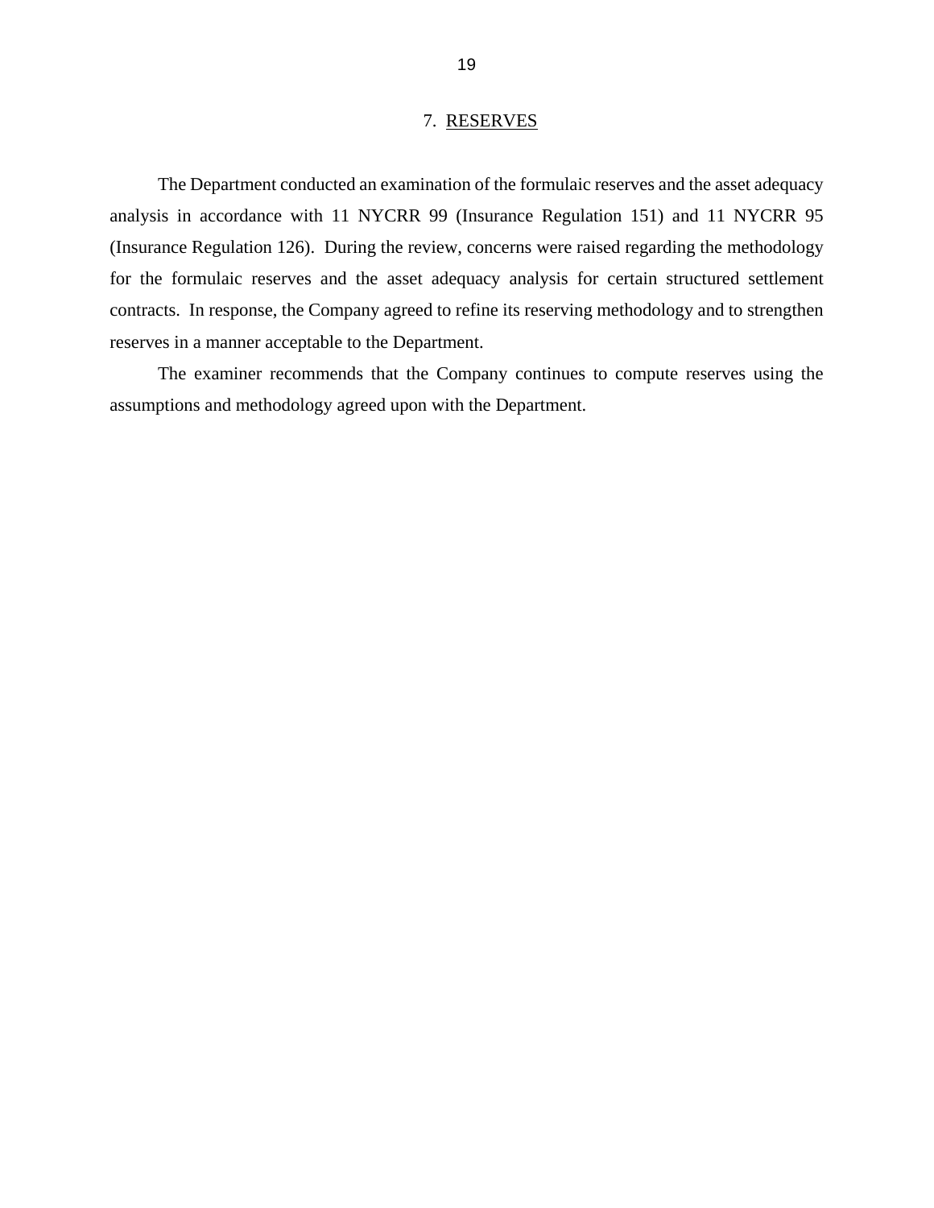## 7. RESERVES

The Department conducted an examination of the formulaic reserves and the asset adequacy analysis in accordance with 11 NYCRR 99 (Insurance Regulation 151) and 11 NYCRR 95 (Insurance Regulation 126). During the review, concerns were raised regarding the methodology for the formulaic reserves and the asset adequacy analysis for certain structured settlement contracts. In response, the Company agreed to refine its reserving methodology and to strengthen reserves in a manner acceptable to the Department.

The examiner recommends that the Company continues to compute reserves using the assumptions and methodology agreed upon with the Department.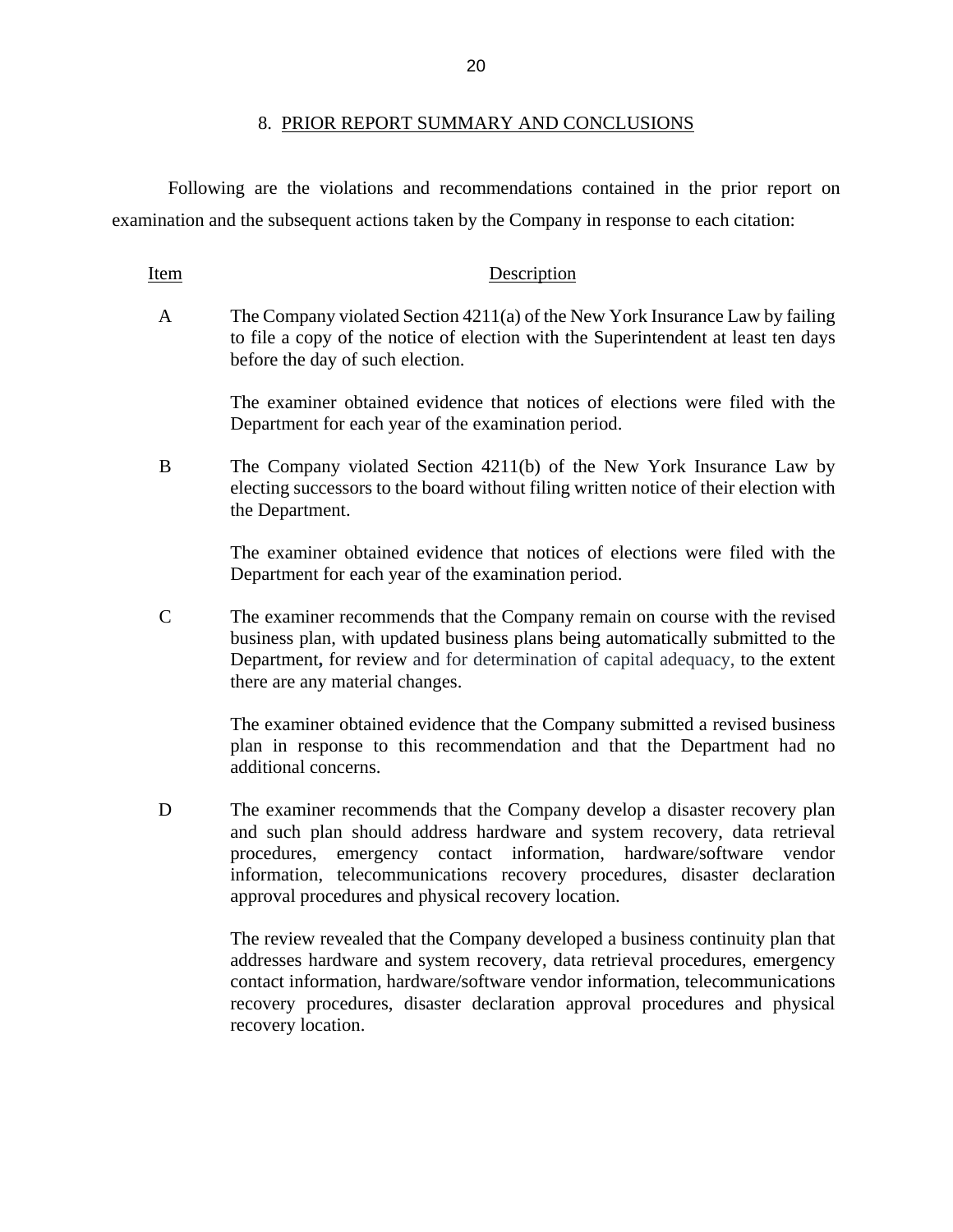## 8. PRIOR REPORT SUMMARY AND CONCLUSIONS

Following are the violations and recommendations contained in the prior report on examination and the subsequent actions taken by the Company in response to each citation:

| Item | Description |
| --- | --- |
| A | The Company violated Section 4211(a) of the New York Insurance Law by failing to file a copy of the notice of election with the Superintendent at least ten days before the day of such election.<br><br>The examiner obtained evidence that notices of elections were filed with the Department for each year of the examination period. |
| B | The Company violated Section 4211(b) of the New York Insurance Law by electing successors to the board without filing written notice of their election with the Department.<br><br>The examiner obtained evidence that notices of elections were filed with the Department for each year of the examination period. |
| C | The examiner recommends that the Company remain on course with the revised business plan, with updated business plans being automatically submitted to the Department, for review and for determination of capital adequacy, to the extent there are any material changes.<br><br>The examiner obtained evidence that the Company submitted a revised business plan in response to this recommendation and that the Department had no additional concerns. |
| D | The examiner recommends that the Company develop a disaster recovery plan and such plan should address hardware and system recovery, data retrieval procedures, emergency contact information, hardware/software vendor information, telecommunications recovery procedures, disaster declaration approval procedures and physical recovery location.<br><br>The review revealed that the Company developed a business continuity plan that addresses hardware and system recovery, data retrieval procedures, emergency contact information, hardware/software vendor information, telecommunications recovery procedures, disaster declaration approval procedures and physical recovery location. |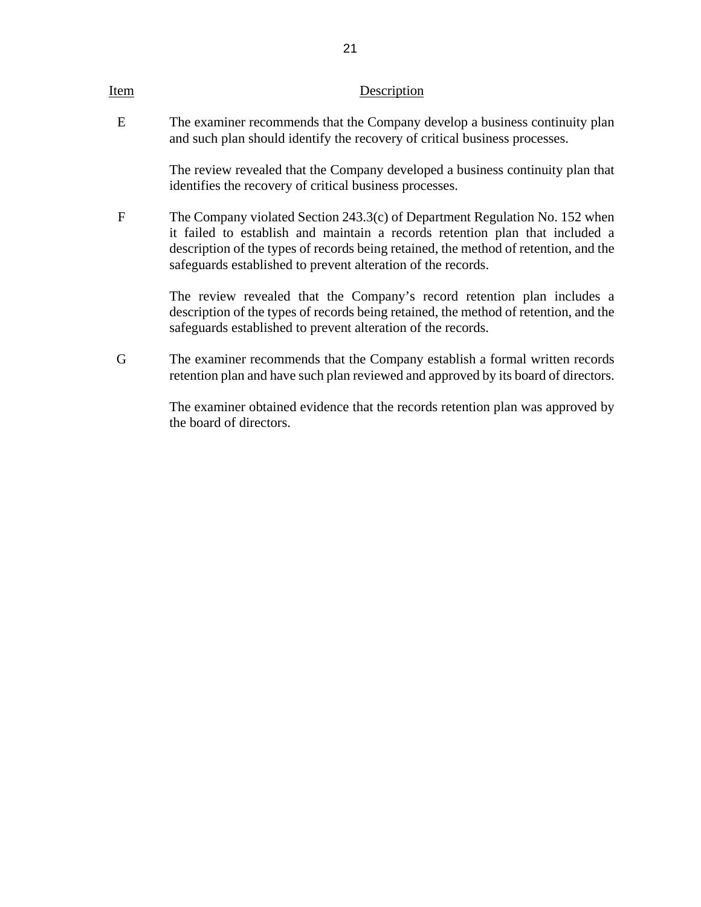| Item | Description |
|---|---|
| E | The examiner recommends that the Company develop a business continuity plan and such plan should identify the recovery of critical business processes.<br><br>The review revealed that the Company developed a business continuity plan that identifies the recovery of critical business processes. |
| F | The Company violated Section 243.3(c) of Department Regulation No. 152 when it failed to establish and maintain a records retention plan that included a description of the types of records being retained, the method of retention, and the safeguards established to prevent alteration of the records.<br><br>The review revealed that the Company's record retention plan includes a description of the types of records being retained, the method of retention, and the safeguards established to prevent alteration of the records. |
| G | The examiner recommends that the Company establish a formal written records retention plan and have such plan reviewed and approved by its board of directors.<br><br>The examiner obtained evidence that the records retention plan was approved by the board of directors. |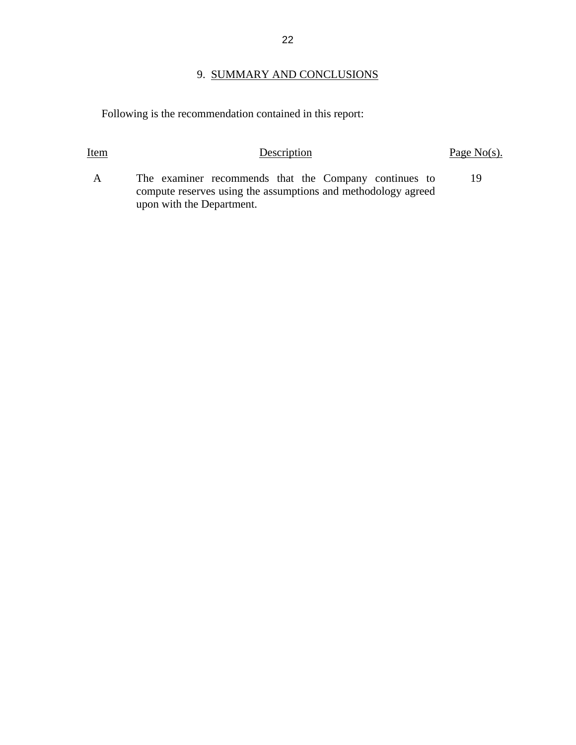## 9. SUMMARY AND CONCLUSIONS

Following is the recommendation contained in this report:

| Item | Description | Page No(s). |
|---|---|---|
| A | The examiner recommends that the Company continues to compute reserves using the assumptions and methodology agreed upon with the Department. | 19 |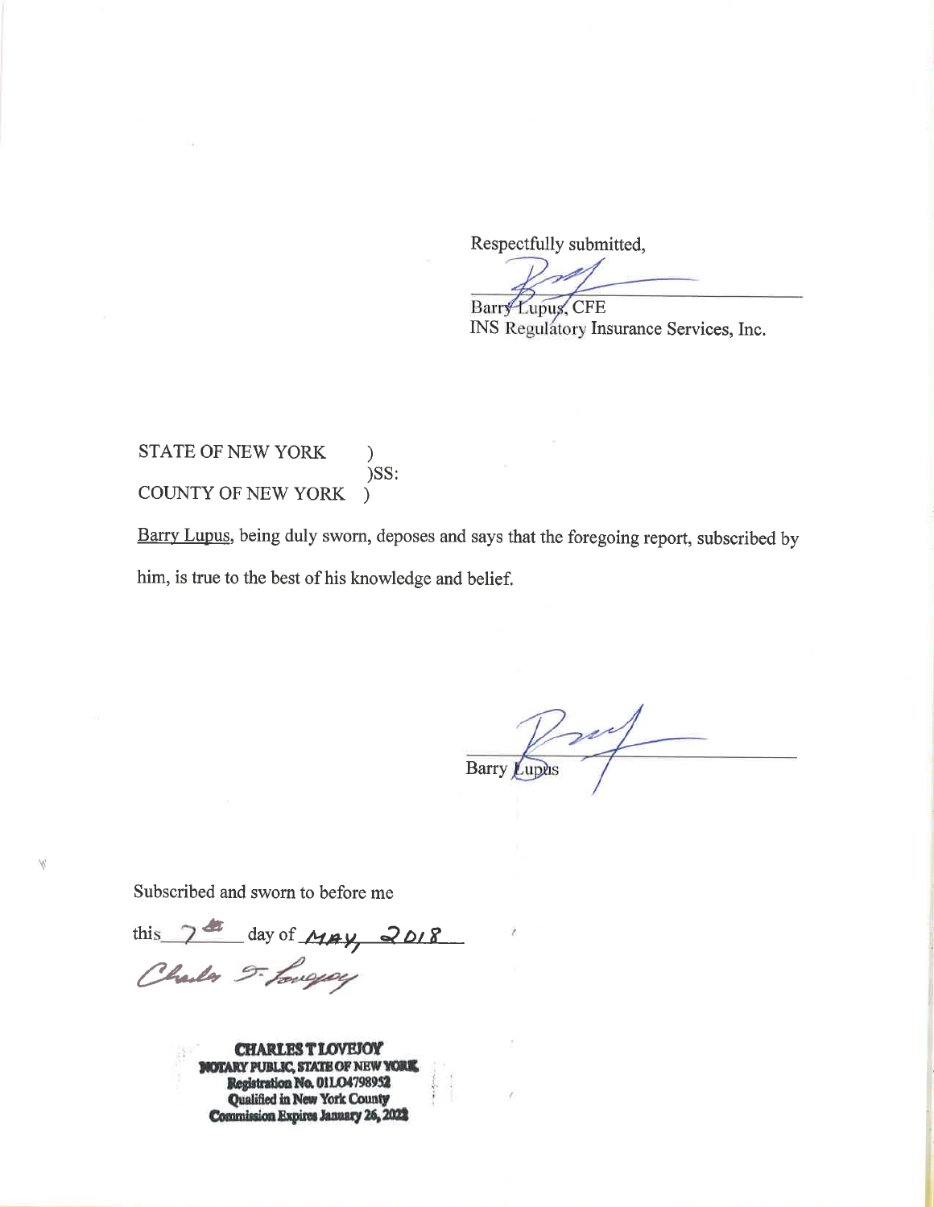Respectfully submitted,

_______________________________

Barry Lupus, CFE
INS Regulatory Insurance Services, Inc.

STATE OF NEW YORK )
)SS:
COUNTY OF NEW YORK )

Barry Lupus, being duly sworn, deposes and says that the foregoing report, subscribed by him, is true to the best of his knowledge and belief.

_______________________________

Barry Lupus

Subscribed and sworn to before me

this 7th day of MAY, 2018

**CHARLES T LOVEJOY**
**NOTARY PUBLIC, STATE OF NEW YORK**
**Registration No. 01LO4798952**
**Qualified in New York County**
**Commission Expires January 26, 2022**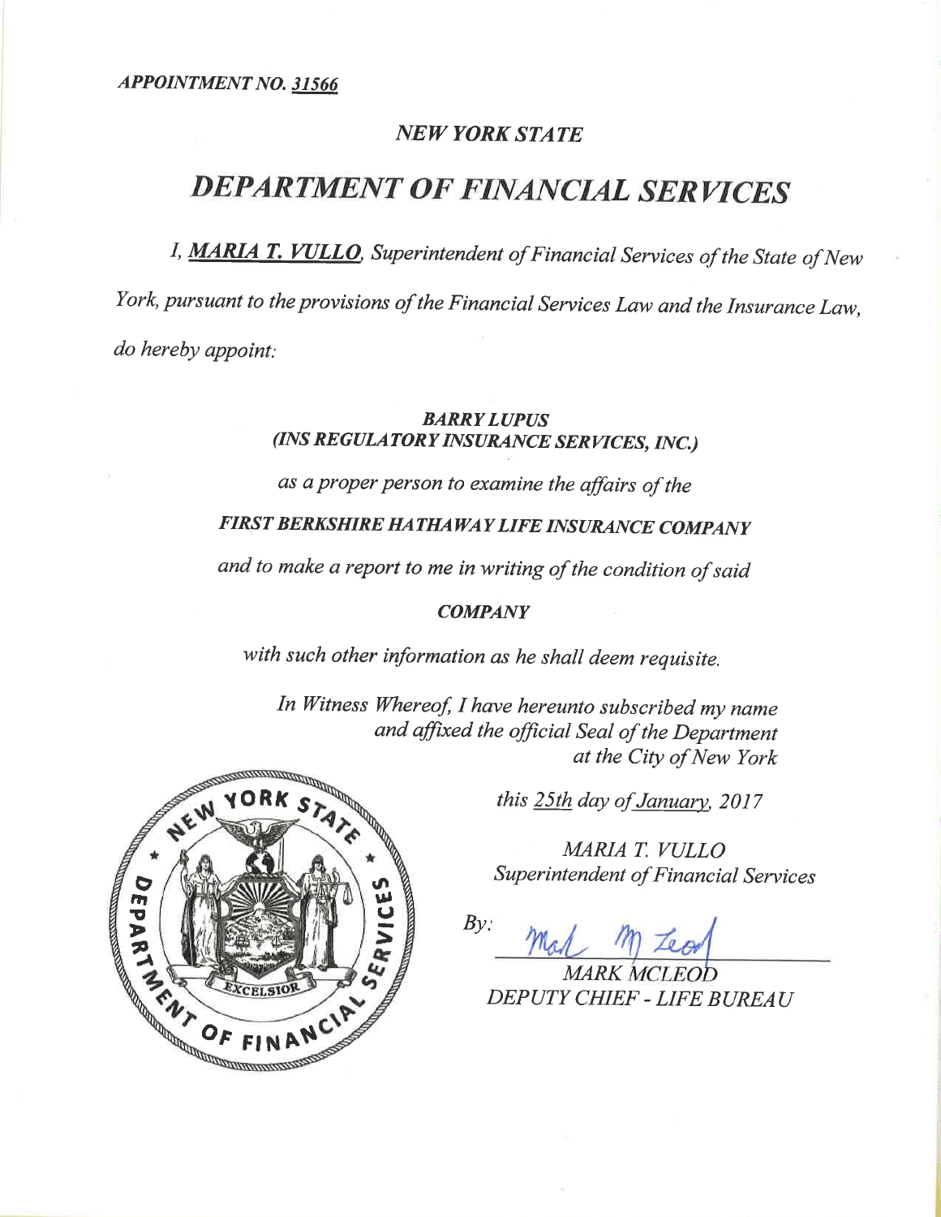*APPOINTMENT NO. 31566*

## *NEW YORK STATE*

# *DEPARTMENT OF FINANCIAL SERVICES*

*I, **MARIA T. VULLO**, Superintendent of Financial Services of the State of New York, pursuant to the provisions of the Financial Services Law and the Insurance Law, do hereby appoint:*

***BARRY LUPUS***
***(INS REGULATORY INSURANCE SERVICES, INC.)***

*as a proper person to examine the affairs of the*

***FIRST BERKSHIRE HATHAWAY LIFE INSURANCE COMPANY***

*and to make a report to me in writing of the condition of said*

***COMPANY***

*with such other information as he shall deem requisite.*

*In Witness Whereof, I have hereunto subscribed my name and affixed the official Seal of the Department at the City of New York*

*this 25th day of January, 2017*

*MARIA T. VULLO*
*Superintendent of Financial Services*

*By:*

*MARK MCLEOD*
*DEPUTY CHIEF - LIFE BUREAU*

NEW YORK STATE DEPARTMENT OF FINANCIAL SERVICES
EXCELSIOR